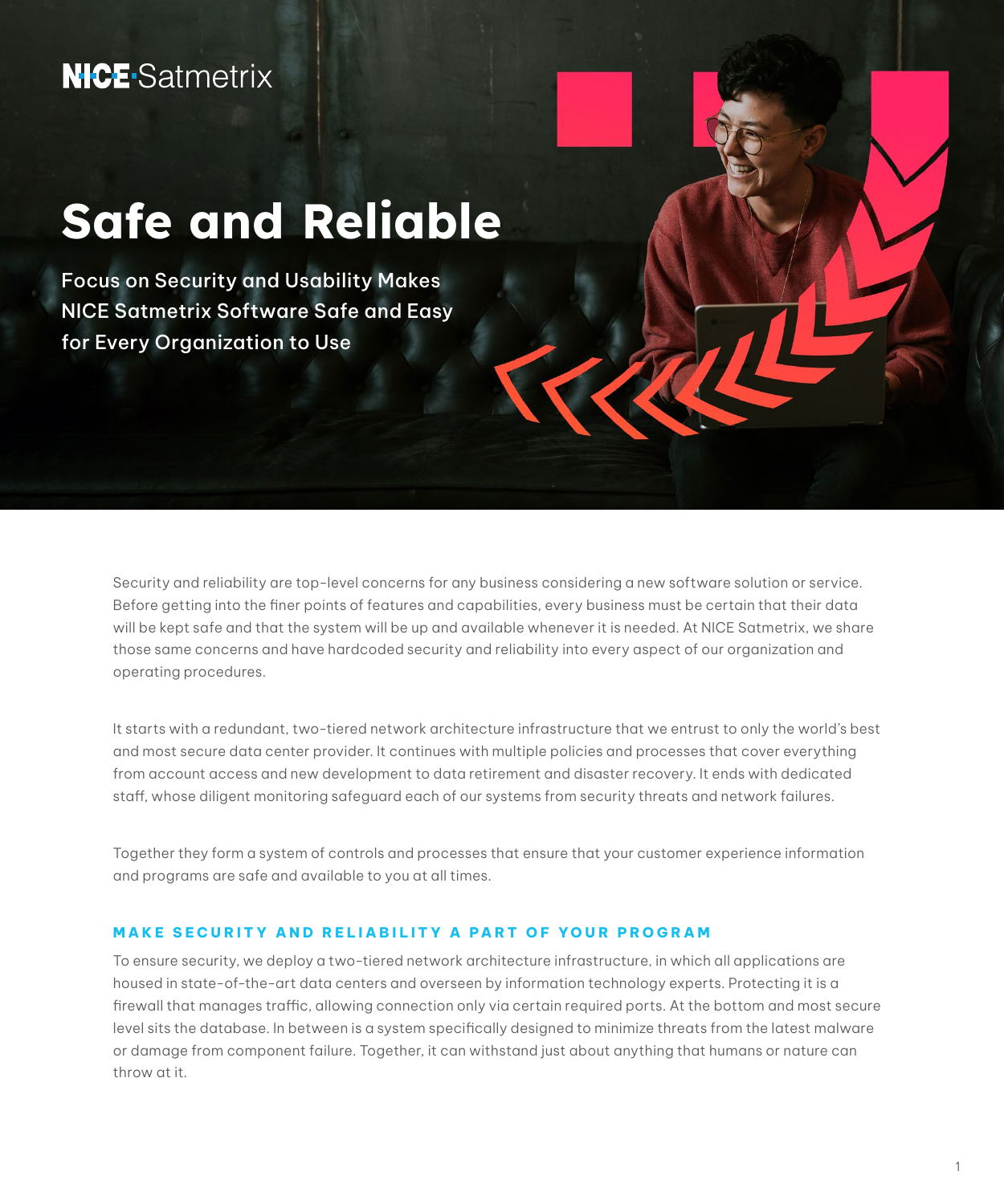NICE Satmetrix

# Safe and Reliable

## Focus on Security and Usability Makes NICE Satmetrix Software Safe and Easy for Every Organization to Use

Security and reliability are top-level concerns for any business considering a new software solution or service. Before getting into the finer points of features and capabilities, every business must be certain that their data will be kept safe and that the system will be up and available whenever it is needed. At NICE Satmetrix, we share those same concerns and have hardcoded security and reliability into every aspect of our organization and operating procedures.

It starts with a redundant, two-tiered network architecture infrastructure that we entrust to only the world's best and most secure data center provider. It continues with multiple policies and processes that cover everything from account access and new development to data retirement and disaster recovery. It ends with dedicated staff, whose diligent monitoring safeguard each of our systems from security threats and network failures.

Together they form a system of controls and processes that ensure that your customer experience information and programs are safe and available to you at all times.

### MAKE SECURITY AND RELIABILITY A PART OF YOUR PROGRAM

To ensure security, we deploy a two-tiered network architecture infrastructure, in which all applications are housed in state-of-the-art data centers and overseen by information technology experts. Protecting it is a firewall that manages traffic, allowing connection only via certain required ports. At the bottom and most secure level sits the database. In between is a system specifically designed to minimize threats from the latest malware or damage from component failure. Together, it can withstand just about anything that humans or nature can throw at it.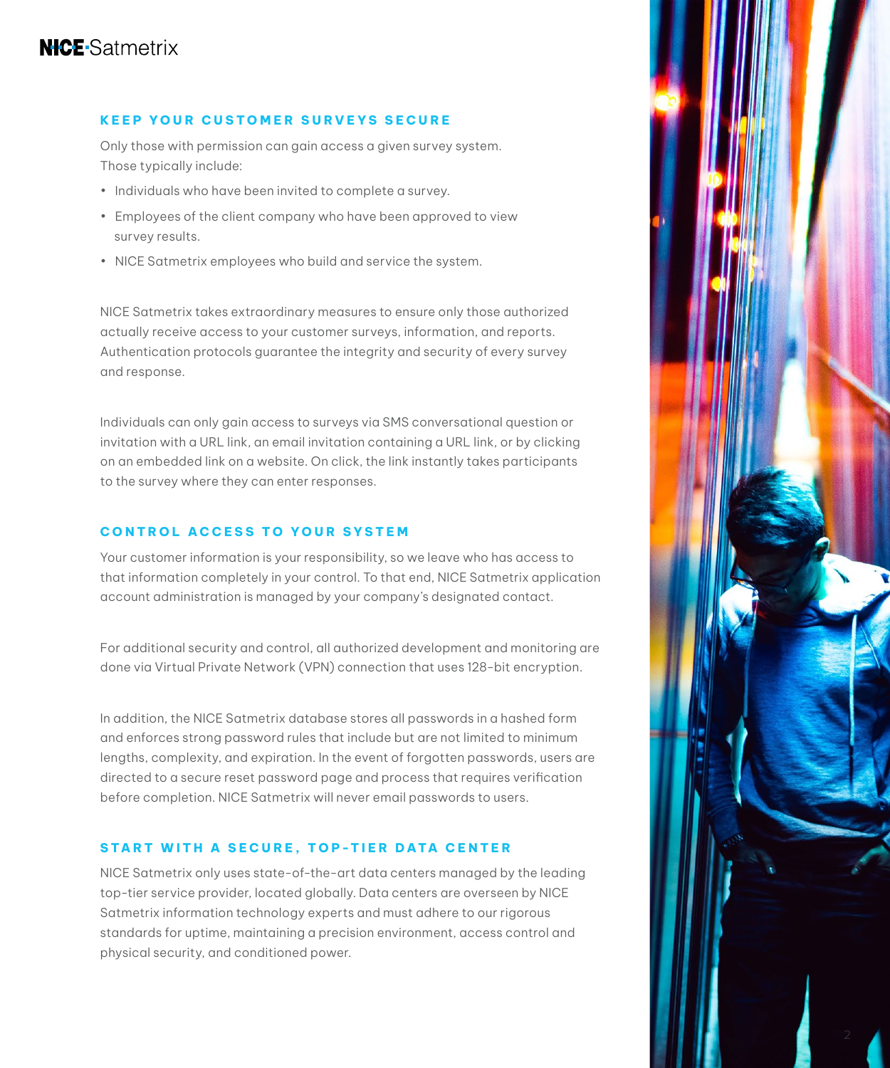## KEEP YOUR CUSTOMER SURVEYS SECURE

Only those with permission can gain access a given survey system. Those typically include:

- Individuals who have been invited to complete a survey.
- Employees of the client company who have been approved to view survey results.
- NICE Satmetrix employees who build and service the system.

NICE Satmetrix takes extraordinary measures to ensure only those authorized actually receive access to your customer surveys, information, and reports. Authentication protocols guarantee the integrity and security of every survey and response.

Individuals can only gain access to surveys via SMS conversational question or invitation with a URL link, an email invitation containing a URL link, or by clicking on an embedded link on a website. On click, the link instantly takes participants to the survey where they can enter responses.

## CONTROL ACCESS TO YOUR SYSTEM

Your customer information is your responsibility, so we leave who has access to that information completely in your control. To that end, NICE Satmetrix application account administration is managed by your company's designated contact.

For additional security and control, all authorized development and monitoring are done via Virtual Private Network (VPN) connection that uses 128-bit encryption.

In addition, the NICE Satmetrix database stores all passwords in a hashed form and enforces strong password rules that include but are not limited to minimum lengths, complexity, and expiration. In the event of forgotten passwords, users are directed to a secure reset password page and process that requires verification before completion. NICE Satmetrix will never email passwords to users.

## START WITH A SECURE, TOP-TIER DATA CENTER

NICE Satmetrix only uses state-of-the-art data centers managed by the leading top-tier service provider, located globally. Data centers are overseen by NICE Satmetrix information technology experts and must adhere to our rigorous standards for uptime, maintaining a precision environment, access control and physical security, and conditioned power.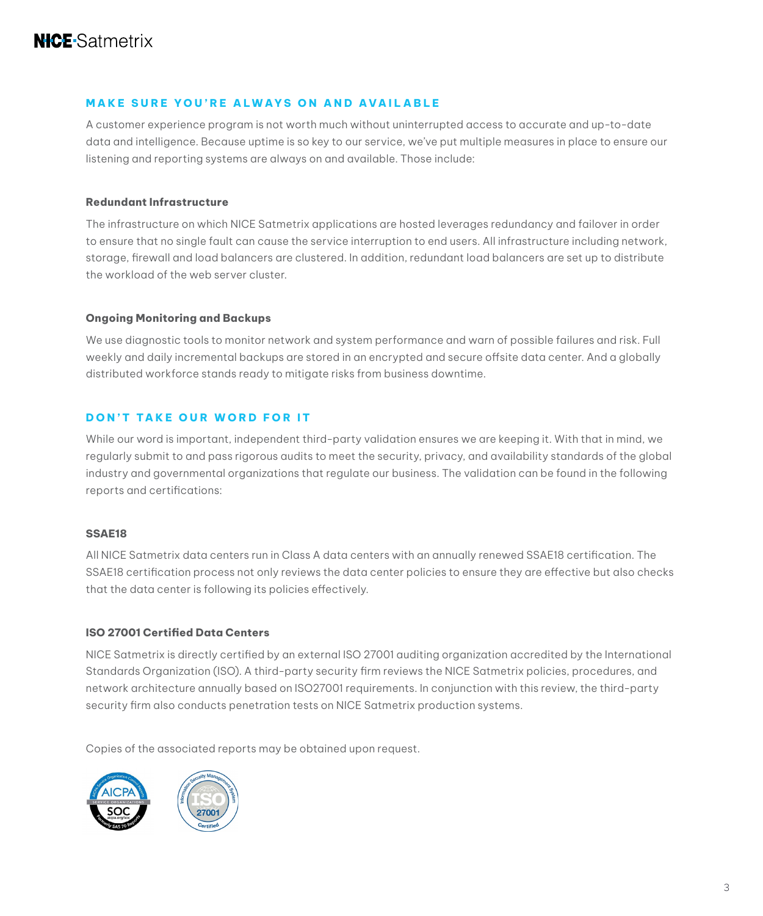## MAKE SURE YOU'RE ALWAYS ON AND AVAILABLE

A customer experience program is not worth much without uninterrupted access to accurate and up-to-date data and intelligence. Because uptime is so key to our service, we've put multiple measures in place to ensure our listening and reporting systems are always on and available. Those include:

### Redundant Infrastructure

The infrastructure on which NICE Satmetrix applications are hosted leverages redundancy and failover in order to ensure that no single fault can cause the service interruption to end users. All infrastructure including network, storage, firewall and load balancers are clustered. In addition, redundant load balancers are set up to distribute the workload of the web server cluster.

### Ongoing Monitoring and Backups

We use diagnostic tools to monitor network and system performance and warn of possible failures and risk. Full weekly and daily incremental backups are stored in an encrypted and secure offsite data center. And a globally distributed workforce stands ready to mitigate risks from business downtime.

## DON'T TAKE OUR WORD FOR IT

While our word is important, independent third-party validation ensures we are keeping it. With that in mind, we regularly submit to and pass rigorous audits to meet the security, privacy, and availability standards of the global industry and governmental organizations that regulate our business. The validation can be found in the following reports and certifications:

### SSAE18

All NICE Satmetrix data centers run in Class A data centers with an annually renewed SSAE18 certification. The SSAE18 certification process not only reviews the data center policies to ensure they are effective but also checks that the data center is following its policies effectively.

### ISO 27001 Certified Data Centers

NICE Satmetrix is directly certified by an external ISO 27001 auditing organization accredited by the International Standards Organization (ISO). A third-party security firm reviews the NICE Satmetrix policies, procedures, and network architecture annually based on ISO27001 requirements. In conjunction with this review, the third-party security firm also conducts penetration tests on NICE Satmetrix production systems.

Copies of the associated reports may be obtained upon request.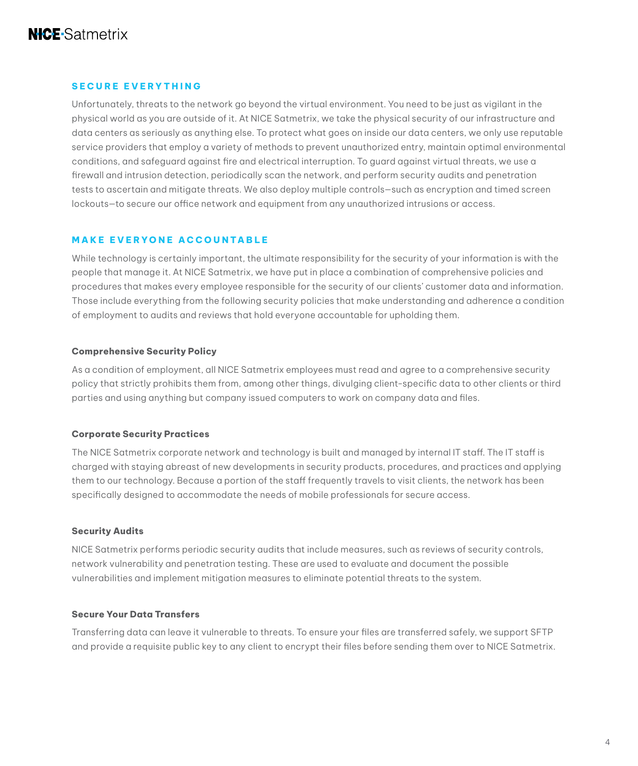## SECURE EVERYTHING

Unfortunately, threats to the network go beyond the virtual environment. You need to be just as vigilant in the physical world as you are outside of it. At NICE Satmetrix, we take the physical security of our infrastructure and data centers as seriously as anything else. To protect what goes on inside our data centers, we only use reputable service providers that employ a variety of methods to prevent unauthorized entry, maintain optimal environmental conditions, and safeguard against fire and electrical interruption. To guard against virtual threats, we use a firewall and intrusion detection, periodically scan the network, and perform security audits and penetration tests to ascertain and mitigate threats. We also deploy multiple controls—such as encryption and timed screen lockouts—to secure our office network and equipment from any unauthorized intrusions or access.

## MAKE EVERYONE ACCOUNTABLE

While technology is certainly important, the ultimate responsibility for the security of your information is with the people that manage it. At NICE Satmetrix, we have put in place a combination of comprehensive policies and procedures that makes every employee responsible for the security of our clients' customer data and information. Those include everything from the following security policies that make understanding and adherence a condition of employment to audits and reviews that hold everyone accountable for upholding them.

### Comprehensive Security Policy

As a condition of employment, all NICE Satmetrix employees must read and agree to a comprehensive security policy that strictly prohibits them from, among other things, divulging client-specific data to other clients or third parties and using anything but company issued computers to work on company data and files.

### Corporate Security Practices

The NICE Satmetrix corporate network and technology is built and managed by internal IT staff. The IT staff is charged with staying abreast of new developments in security products, procedures, and practices and applying them to our technology. Because a portion of the staff frequently travels to visit clients, the network has been specifically designed to accommodate the needs of mobile professionals for secure access.

### Security Audits

NICE Satmetrix performs periodic security audits that include measures, such as reviews of security controls, network vulnerability and penetration testing. These are used to evaluate and document the possible vulnerabilities and implement mitigation measures to eliminate potential threats to the system.

### Secure Your Data Transfers

Transferring data can leave it vulnerable to threats. To ensure your files are transferred safely, we support SFTP and provide a requisite public key to any client to encrypt their files before sending them over to NICE Satmetrix.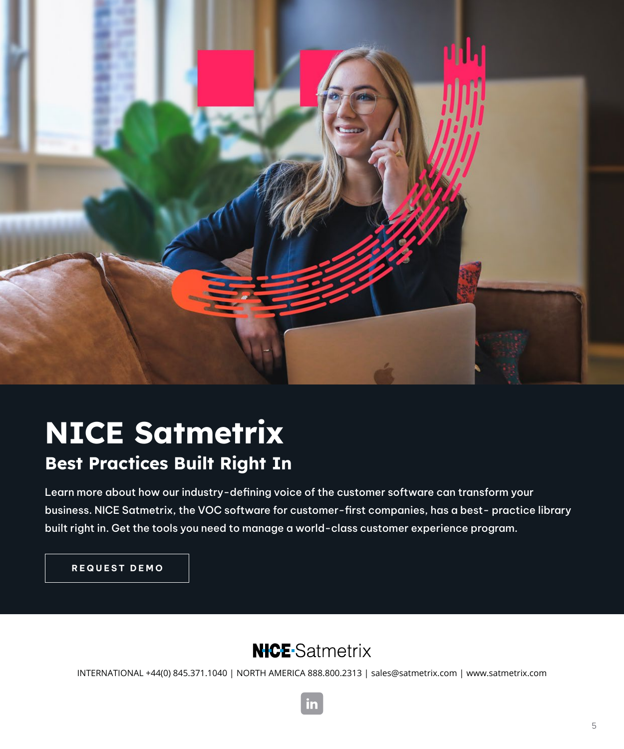# NICE Satmetrix

## Best Practices Built Right In

Learn more about how our industry-defining voice of the customer software can transform your business. NICE Satmetrix, the VOC software for customer-first companies, has a best- practice library built right in. Get the tools you need to manage a world-class customer experience program.

REQUEST DEMO

NICE Satmetrix

INTERNATIONAL +44(0) 845.371.1040 | NORTH AMERICA 888.800.2313 | sales@satmetrix.com | www.satmetrix.com